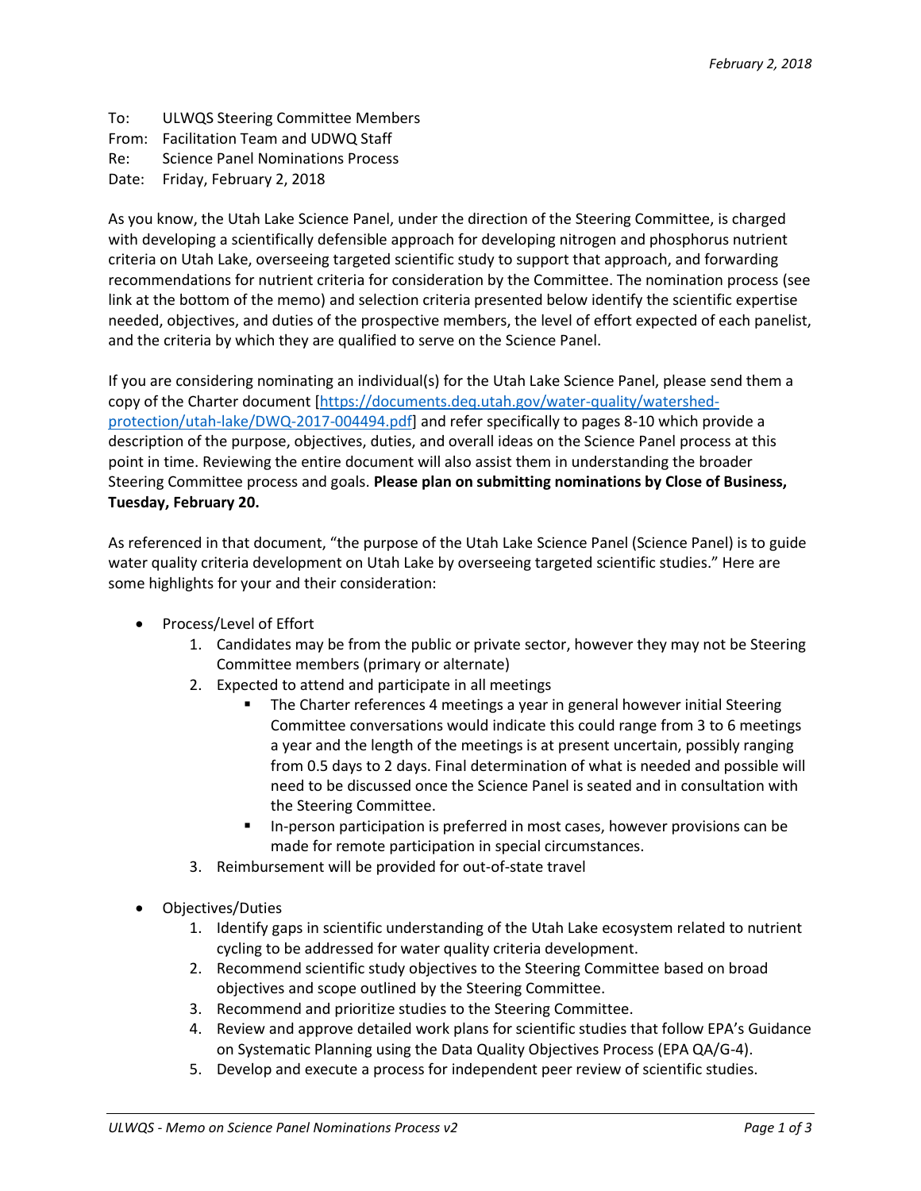*February 2, 2018*

To: ULWQS Steering Committee Members
From: Facilitation Team and UDWQ Staff
Re: Science Panel Nominations Process
Date: Friday, February 2, 2018

As you know, the Utah Lake Science Panel, under the direction of the Steering Committee, is charged with developing a scientifically defensible approach for developing nitrogen and phosphorus nutrient criteria on Utah Lake, overseeing targeted scientific study to support that approach, and forwarding recommendations for nutrient criteria for consideration by the Committee. The nomination process (see link at the bottom of the memo) and selection criteria presented below identify the scientific expertise needed, objectives, and duties of the prospective members, the level of effort expected of each panelist, and the criteria by which they are qualified to serve on the Science Panel.

If you are considering nominating an individual(s) for the Utah Lake Science Panel, please send them a copy of the Charter document [https://documents.deq.utah.gov/water-quality/watershed-protection/utah-lake/DWQ-2017-004494.pdf] and refer specifically to pages 8-10 which provide a description of the purpose, objectives, duties, and overall ideas on the Science Panel process at this point in time. Reviewing the entire document will also assist them in understanding the broader Steering Committee process and goals. **Please plan on submitting nominations by Close of Business, Tuesday, February 20.**

As referenced in that document, "the purpose of the Utah Lake Science Panel (Science Panel) is to guide water quality criteria development on Utah Lake by overseeing targeted scientific studies." Here are some highlights for your and their consideration:

- Process/Level of Effort
  1. Candidates may be from the public or private sector, however they may not be Steering Committee members (primary or alternate)
  2. Expected to attend and participate in all meetings
     - The Charter references 4 meetings a year in general however initial Steering Committee conversations would indicate this could range from 3 to 6 meetings a year and the length of the meetings is at present uncertain, possibly ranging from 0.5 days to 2 days. Final determination of what is needed and possible will need to be discussed once the Science Panel is seated and in consultation with the Steering Committee.
     - In-person participation is preferred in most cases, however provisions can be made for remote participation in special circumstances.
  3. Reimbursement will be provided for out-of-state travel

- Objectives/Duties
  1. Identify gaps in scientific understanding of the Utah Lake ecosystem related to nutrient cycling to be addressed for water quality criteria development.
  2. Recommend scientific study objectives to the Steering Committee based on broad objectives and scope outlined by the Steering Committee.
  3. Recommend and prioritize studies to the Steering Committee.
  4. Review and approve detailed work plans for scientific studies that follow EPA's Guidance on Systematic Planning using the Data Quality Objectives Process (EPA QA/G-4).
  5. Develop and execute a process for independent peer review of scientific studies.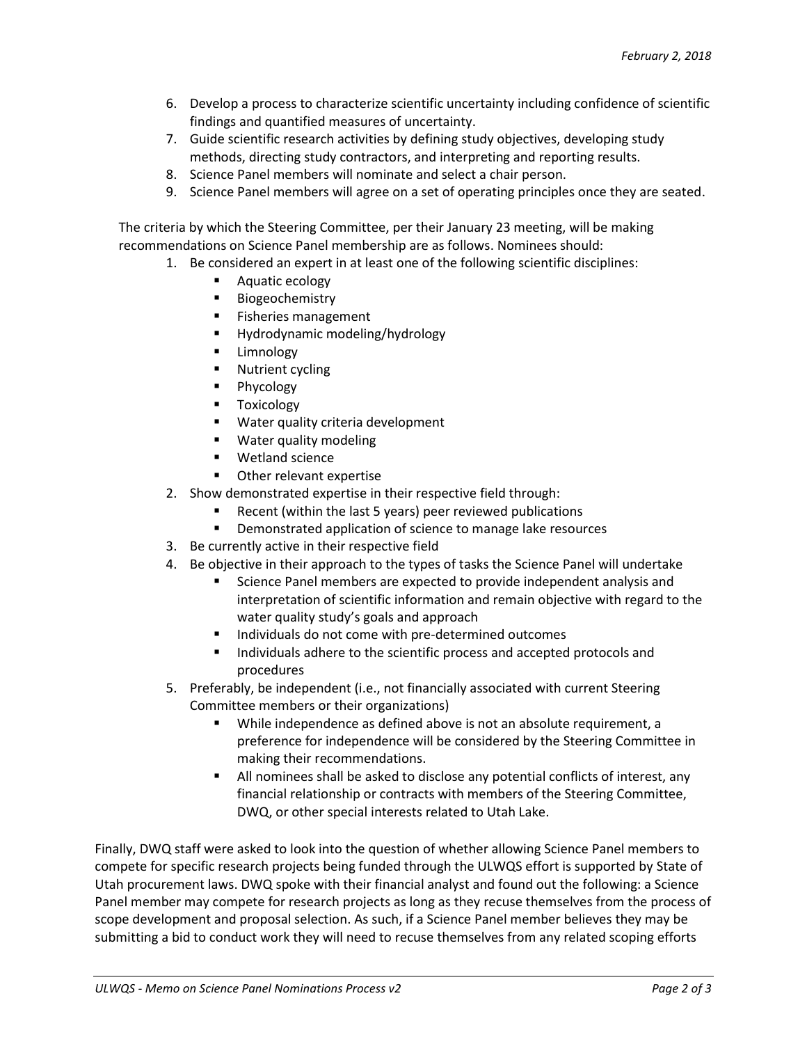6. Develop a process to characterize scientific uncertainty including confidence of scientific findings and quantified measures of uncertainty.
7. Guide scientific research activities by defining study objectives, developing study methods, directing study contractors, and interpreting and reporting results.
8. Science Panel members will nominate and select a chair person.
9. Science Panel members will agree on a set of operating principles once they are seated.

The criteria by which the Steering Committee, per their January 23 meeting, will be making recommendations on Science Panel membership are as follows. Nominees should:

1. Be considered an expert in at least one of the following scientific disciplines:
   - Aquatic ecology
   - Biogeochemistry
   - Fisheries management
   - Hydrodynamic modeling/hydrology
   - Limnology
   - Nutrient cycling
   - Phycology
   - Toxicology
   - Water quality criteria development
   - Water quality modeling
   - Wetland science
   - Other relevant expertise
2. Show demonstrated expertise in their respective field through:
   - Recent (within the last 5 years) peer reviewed publications
   - Demonstrated application of science to manage lake resources
3. Be currently active in their respective field
4. Be objective in their approach to the types of tasks the Science Panel will undertake
   - Science Panel members are expected to provide independent analysis and interpretation of scientific information and remain objective with regard to the water quality study's goals and approach
   - Individuals do not come with pre-determined outcomes
   - Individuals adhere to the scientific process and accepted protocols and procedures
5. Preferably, be independent (i.e., not financially associated with current Steering Committee members or their organizations)
   - While independence as defined above is not an absolute requirement, a preference for independence will be considered by the Steering Committee in making their recommendations.
   - All nominees shall be asked to disclose any potential conflicts of interest, any financial relationship or contracts with members of the Steering Committee, DWQ, or other special interests related to Utah Lake.

Finally, DWQ staff were asked to look into the question of whether allowing Science Panel members to compete for specific research projects being funded through the ULWQS effort is supported by State of Utah procurement laws. DWQ spoke with their financial analyst and found out the following: a Science Panel member may compete for research projects as long as they recuse themselves from the process of scope development and proposal selection. As such, if a Science Panel member believes they may be submitting a bid to conduct work they will need to recuse themselves from any related scoping efforts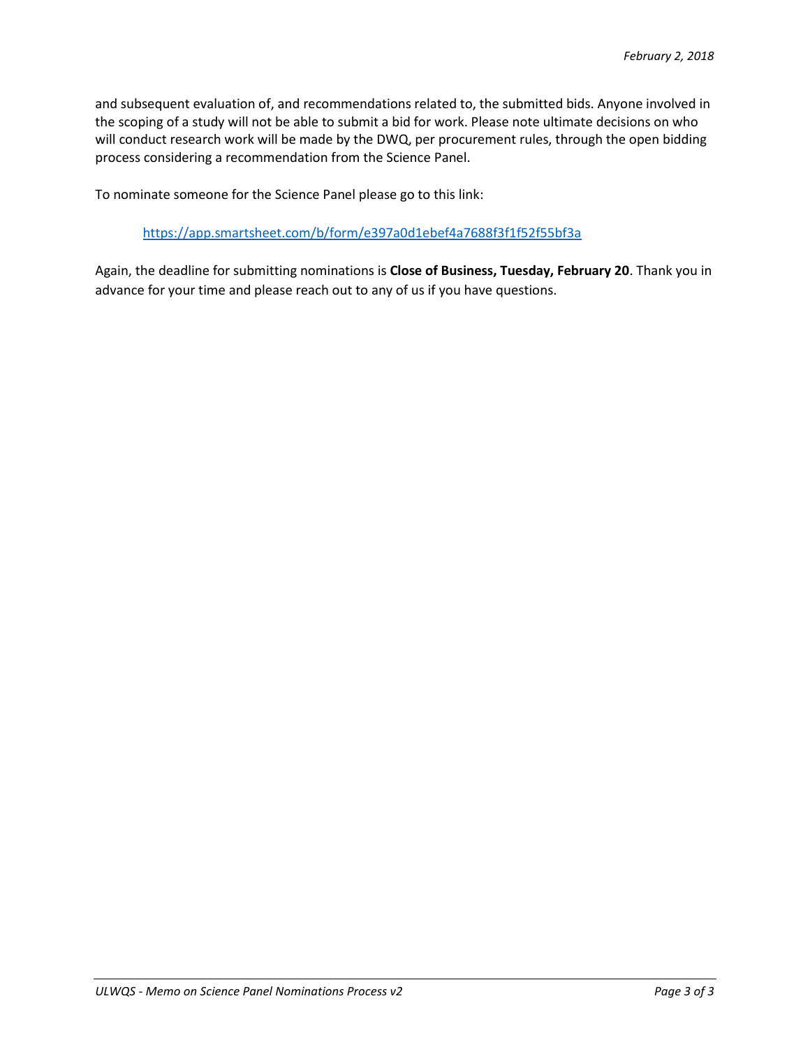and subsequent evaluation of, and recommendations related to, the submitted bids. Anyone involved in the scoping of a study will not be able to submit a bid for work. Please note ultimate decisions on who will conduct research work will be made by the DWQ, per procurement rules, through the open bidding process considering a recommendation from the Science Panel.

To nominate someone for the Science Panel please go to this link:

https://app.smartsheet.com/b/form/e397a0d1ebef4a7688f3f1f52f55bf3a

Again, the deadline for submitting nominations is **Close of Business, Tuesday, February 20**. Thank you in advance for your time and please reach out to any of us if you have questions.